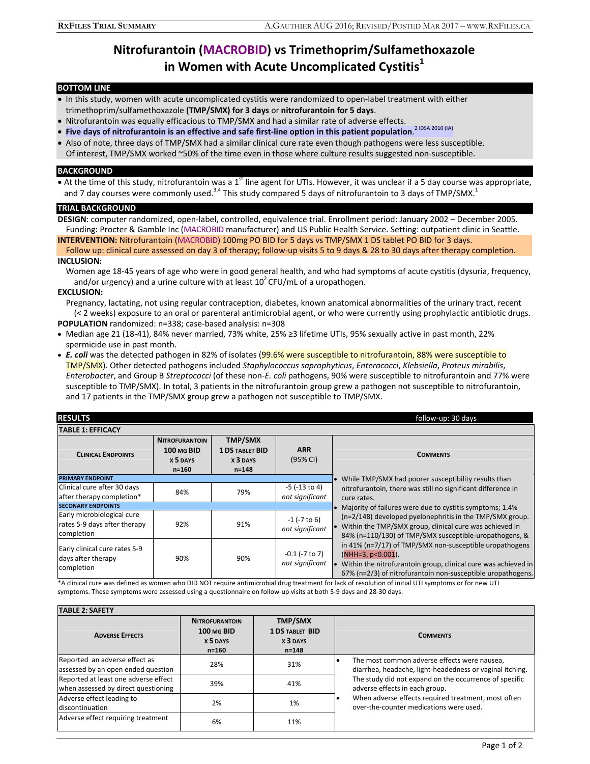# Nitrofurantoin (MACROBID) vs Trimethoprim/Sulfamethoxazole in Women with Acute Uncomplicated Cystitis[1]

## BOTTOM LINE

- In this study, women with acute uncomplicated cystitis were randomized to open-label treatment with either trimethoprim/sulfamethoxazole **(TMP/SMX) for 3 days** or **nitrofurantoin for 5 days**.
- Nitrofurantoin was equally efficacious to TMP/SMX and had a similar rate of adverse effects.
- **Five days of nitrofurantoin is an effective and safe first-line option in this patient population.**[2 IDSA 2010 (IA)]
- Also of note, three days of TMP/SMX had a similar clinical cure rate even though pathogens were less susceptible. Of interest, TMP/SMX worked ~50% of the time even in those where culture results suggested non-susceptible.

## BACKGROUND

- At the time of this study, nitrofurantoin was a 1st line agent for UTIs. However, it was unclear if a 5 day course was appropriate, and 7 day courses were commonly used.[3,4] This study compared 5 days of nitrofurantoin to 3 days of TMP/SMX.[1]

## TRIAL BACKGROUND

**DESIGN**: computer randomized, open-label, controlled, equivalence trial. Enrollment period: January 2002 – December 2005. Funding: Procter & Gamble Inc (MACROBID manufacturer) and US Public Health Service. Setting: outpatient clinic in Seattle.

**INTERVENTION:** Nitrofurantoin (MACROBID) 100mg PO BID for 5 days vs TMP/SMX 1 DS tablet PO BID for 3 days. Follow up: clinical cure assessed on day 3 of therapy; follow-up visits 5 to 9 days & 28 to 30 days after therapy completion.

**INCLUSION:**

Women age 18-45 years of age who were in good general health, and who had symptoms of acute cystitis (dysuria, frequency, and/or urgency) and a urine culture with at least $10^2$ CFU/mL of a uropathogen.

**EXCLUSION:**

Pregnancy, lactating, not using regular contraception, diabetes, known anatomical abnormalities of the urinary tract, recent (< 2 weeks) exposure to an oral or parenteral antimicrobial agent, or who were currently using prophylactic antibiotic drugs.

**POPULATION** randomized: n=338; case-based analysis: n=308

- Median age 21 (18-41), 84% never married, 73% white, 25% ≥3 lifetime UTIs, 95% sexually active in past month, 22% spermicide use in past month.
- ***E. coli*** was the detected pathogen in 82% of isolates (99.6% were susceptible to nitrofurantoin, 88% were susceptible to TMP/SMX). Other detected pathogens included *Staphylococcus saprophyticus*, *Enterococci*, *Klebsiella*, *Proteus mirabilis*, *Enterobacter*, and Group B *Streptococci* (of these non-*E. coli* pathogens, 90% were susceptible to nitrofurantoin and 77% were susceptible to TMP/SMX). In total, 3 patients in the nitrofurantoin group grew a pathogen not susceptible to nitrofurantoin, and 17 patients in the TMP/SMX group grew a pathogen not susceptible to TMP/SMX.

## RESULTS

follow-up: 30 days

**TABLE 1: EFFICACY**

| Clinical Endpoints | Nitrofurantoin 100 mg BID x 5 days n=160 | TMP/SMX 1 DS tablet BID x 3 days n=148 | ARR (95% CI) | Comments |
|---|---|---|---|---|
| **PRIMARY ENDPOINT** | | | | |
| Clinical cure after 30 days after therapy completion* | 84% | 79% | -5 (-13 to 4) *not significant* | • While TMP/SMX had poorer susceptibility results than nitrofurantoin, there was still no significant difference in cure rates. |
| **SECONARY ENDPOINTS** | | | | • Majority of failures were due to cystitis symptoms; 1.4% (n=2/148) developed pyelonephritis in the TMP/SMX group. |
| Early microbiological cure rates 5-9 days after therapy completion | 92% | 91% | -1 (-7 to 6) *not significant* | • Within the TMP/SMX group, clinical cure was achieved in 84% (n=110/130) of TMP/SMX susceptible-uropathogens, & in 41% (n=7/17) of TMP/SMX non-susceptible uropathogens (NHH=3, p<0.001). |
| Early clinical cure rates 5-9 days after therapy completion | 90% | 90% | -0.1 (-7 to 7) *not significant* | • Within the nitrofurantoin group, clinical cure was achieved in 67% (n=2/3) of nitrofurantoin non-susceptible uropathogens. |

*A clinical cure was defined as women who DID NOT require antimicrobial drug treatment for lack of resolution of initial UTI symptoms or for new UTI symptoms. These symptoms were assessed using a questionnaire on follow-up visits at both 5-9 days and 28-30 days.

**TABLE 2: SAFETY**

| Adverse Effects | Nitrofurantoin 100 mg BID x 5 days n=160 | TMP/SMX 1 DS tablet BID x 3 days n=148 | Comments |
|---|---|---|---|
| Reported an adverse effect as assessed by an open ended question | 28% | 31% | • The most common adverse effects were nausea, diarrhea, headache, light-headedness or vaginal itching. The study did not expand on the occurrence of specific adverse effects in each group. |
| Reported at least one adverse effect when assessed by direct questioning | 39% | 41% | |
| Adverse effect leading to discontinuation | 2% | 1% | • When adverse effects required treatment, most often over-the-counter medications were used. |
| Adverse effect requiring treatment | 6% | 11% | |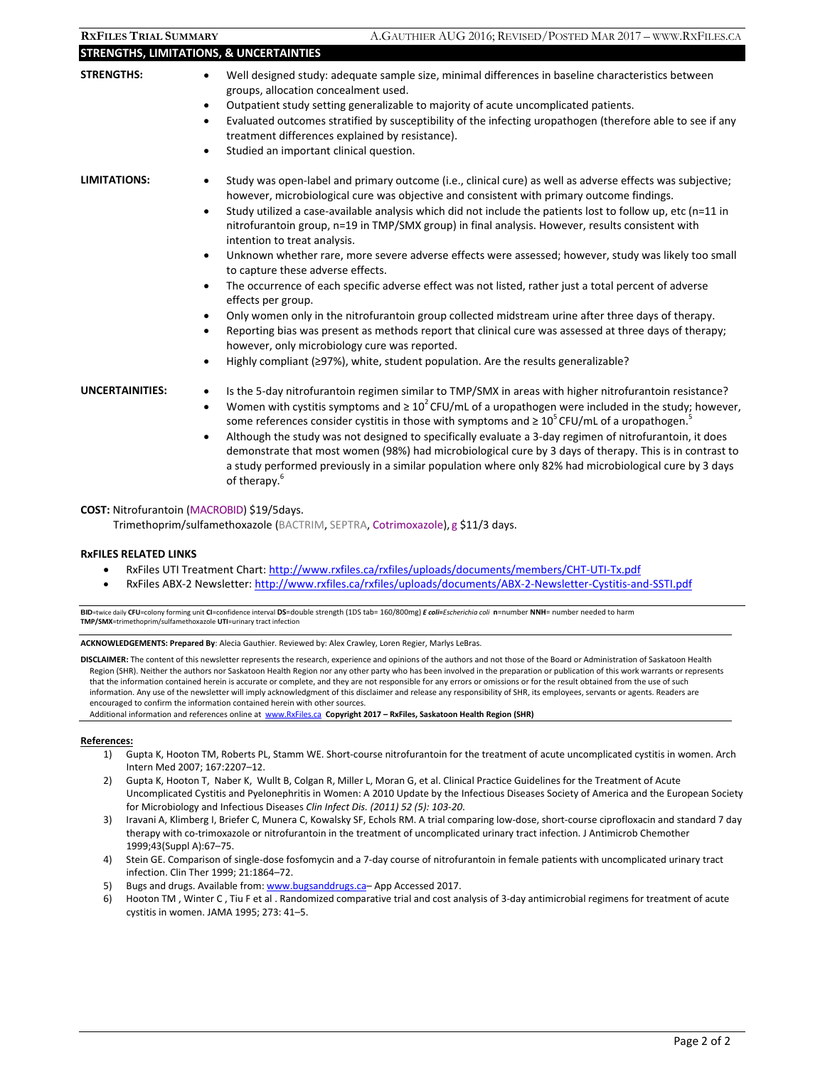## STRENGTHS, LIMITATIONS, & UNCERTAINTIES

**STRENGTHS:**

- Well designed study: adequate sample size, minimal differences in baseline characteristics between groups, allocation concealment used.
- Outpatient study setting generalizable to majority of acute uncomplicated patients.
- Evaluated outcomes stratified by susceptibility of the infecting uropathogen (therefore able to see if any treatment differences explained by resistance).
- Studied an important clinical question.

**LIMITATIONS:**

- Study was open-label and primary outcome (i.e., clinical cure) as well as adverse effects was subjective; however, microbiological cure was objective and consistent with primary outcome findings.
- Study utilized a case-available analysis which did not include the patients lost to follow up, etc (n=11 in nitrofurantoin group, n=19 in TMP/SMX group) in final analysis. However, results consistent with intention to treat analysis.
- Unknown whether rare, more severe adverse effects were assessed; however, study was likely too small to capture these adverse effects.
- The occurrence of each specific adverse effect was not listed, rather just a total percent of adverse effects per group.
- Only women only in the nitrofurantoin group collected midstream urine after three days of therapy.
- Reporting bias was present as methods report that clinical cure was assessed at three days of therapy; however, only microbiology cure was reported.
- Highly compliant (≥97%), white, student population. Are the results generalizable?

**UNCERTAINITIES:**

- Is the 5-day nitrofurantoin regimen similar to TMP/SMX in areas with higher nitrofurantoin resistance?
- Women with cystitis symptoms and ≥ $10^2$ CFU/mL of a uropathogen were included in the study; however, some references consider cystitis in those with symptoms and ≥ $10^5$ CFU/mL of a uropathogen.[5]
- Although the study was not designed to specifically evaluate a 3-day regimen of nitrofurantoin, it does demonstrate that most women (98%) had microbiological cure by 3 days of therapy. This is in contrast to a study performed previously in a similar population where only 82% had microbiological cure by 3 days of therapy.[6]

**COST:** Nitrofurantoin (MACROBID) $19/5days.
Trimethoprim/sulfamethoxazole (BACTRIM, SEPTRA, Cotrimoxazole), g $11/3 days.

**RxFILES RELATED LINKS**

- RxFiles UTI Treatment Chart: http://www.rxfiles.ca/rxfiles/uploads/documents/members/CHT-UTI-Tx.pdf
- RxFiles ABX-2 Newsletter: http://www.rxfiles.ca/rxfiles/uploads/documents/ABX-2-Newsletter-Cystitis-and-SSTI.pdf

**BID**=twice daily **CFU**=colony forming unit **CI**=confidence interval **DS**=double strength (1DS tab= 160/800mg) ***E coli***=*Escherichia coli* **n**=number **NNH**= number needed to harm
**TMP/SMX**=trimethoprim/sulfamethoxazole **UTI**=urinary tract infection

**ACKNOWLEDGEMENTS: Prepared By**: Alecia Gauthier. Reviewed by: Alex Crawley, Loren Regier, Marlys LeBras.

**DISCLAIMER:** The content of this newsletter represents the research, experience and opinions of the authors and not those of the Board or Administration of Saskatoon Health Region (SHR). Neither the authors nor Saskatoon Health Region nor any other party who has been involved in the preparation or publication of this work warrants or represents that the information contained herein is accurate or complete, and they are not responsible for any errors or omissions or for the result obtained from the use of such information. Any use of the newsletter will imply acknowledgment of this disclaimer and release any responsibility of SHR, its employees, servants or agents. Readers are encouraged to confirm the information contained herein with other sources.
Additional information and references online at www.RxFiles.ca **Copyright 2017 – RxFiles, Saskatoon Health Region (SHR)**

**References:**

1) Gupta K, Hooton TM, Roberts PL, Stamm WE. Short-course nitrofurantoin for the treatment of acute uncomplicated cystitis in women. Arch Intern Med 2007; 167:2207–12.
2) Gupta K, Hooton T, Naber K, Wullt B, Colgan R, Miller L, Moran G, et al. Clinical Practice Guidelines for the Treatment of Acute Uncomplicated Cystitis and Pyelonephritis in Women: A 2010 Update by the Infectious Diseases Society of America and the European Society for Microbiology and Infectious Diseases *Clin Infect Dis. (2011) 52 (5): 103-20.*
3) Iravani A, Klimberg I, Briefer C, Munera C, Kowalsky SF, Echols RM. A trial comparing low-dose, short-course ciprofloxacin and standard 7 day therapy with co-trimoxazole or nitrofurantoin in the treatment of uncomplicated urinary tract infection. J Antimicrob Chemother 1999;43(Suppl A):67–75.
4) Stein GE. Comparison of single-dose fosfomycin and a 7-day course of nitrofurantoin in female patients with uncomplicated urinary tract infection. Clin Ther 1999; 21:1864–72.
5) Bugs and drugs. Available from: www.bugsanddrugs.ca– App Accessed 2017.
6) Hooton TM , Winter C , Tiu F et al . Randomized comparative trial and cost analysis of 3-day antimicrobial regimens for treatment of acute cystitis in women. JAMA 1995; 273: 41–5.